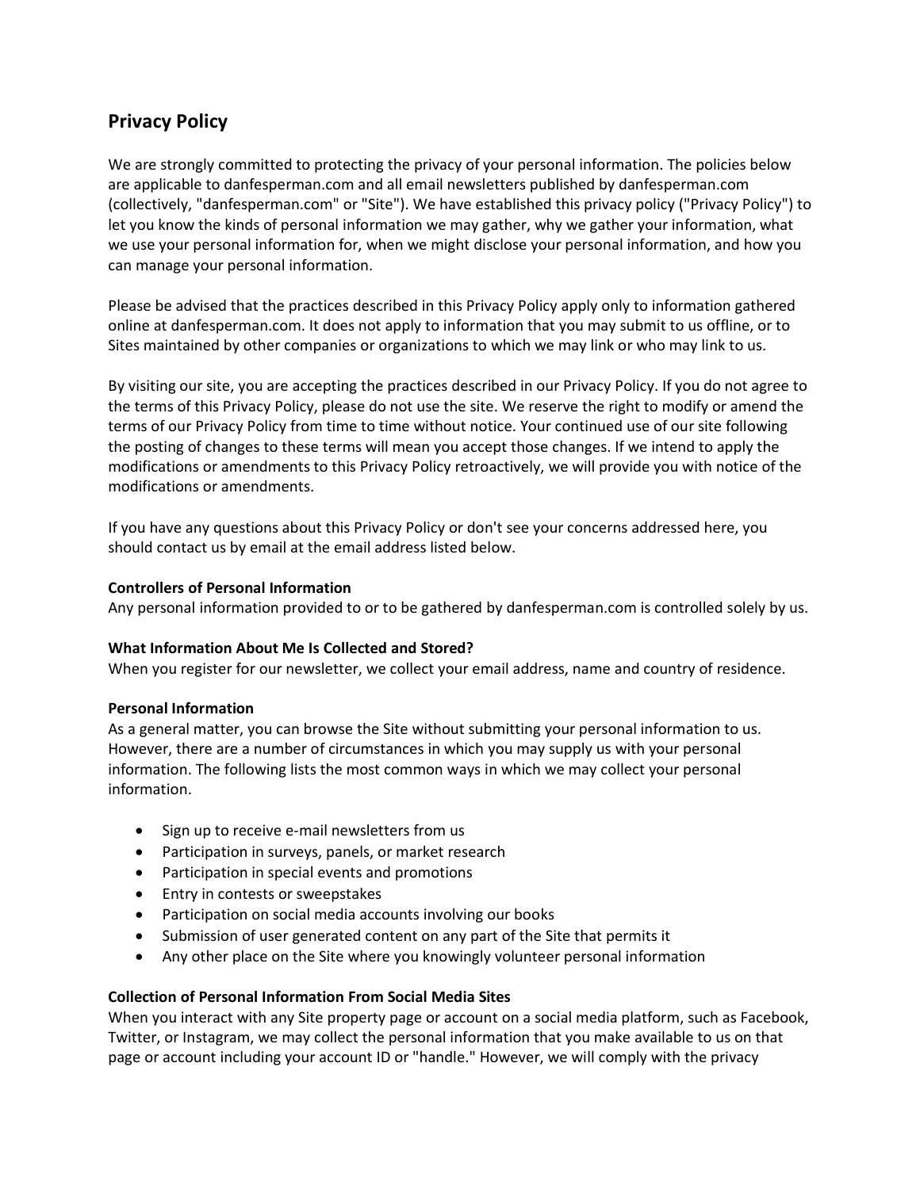## Privacy Policy

We are strongly committed to protecting the privacy of your personal information. The policies below are applicable to danfesperman.com and all email newsletters published by danfesperman.com (collectively, "danfesperman.com" or "Site"). We have established this privacy policy ("Privacy Policy") to let you know the kinds of personal information we may gather, why we gather your information, what we use your personal information for, when we might disclose your personal information, and how you can manage your personal information.

Please be advised that the practices described in this Privacy Policy apply only to information gathered online at danfesperman.com. It does not apply to information that you may submit to us offline, or to Sites maintained by other companies or organizations to which we may link or who may link to us.

By visiting our site, you are accepting the practices described in our Privacy Policy. If you do not agree to the terms of this Privacy Policy, please do not use the site. We reserve the right to modify or amend the terms of our Privacy Policy from time to time without notice. Your continued use of our site following the posting of changes to these terms will mean you accept those changes. If we intend to apply the modifications or amendments to this Privacy Policy retroactively, we will provide you with notice of the modifications or amendments.

If you have any questions about this Privacy Policy or don't see your concerns addressed here, you should contact us by email at the email address listed below.

**Controllers of Personal Information**
Any personal information provided to or to be gathered by danfesperman.com is controlled solely by us.

**What Information About Me Is Collected and Stored?**
When you register for our newsletter, we collect your email address, name and country of residence.

**Personal Information**
As a general matter, you can browse the Site without submitting your personal information to us. However, there are a number of circumstances in which you may supply us with your personal information. The following lists the most common ways in which we may collect your personal information.

- Sign up to receive e-mail newsletters from us
- Participation in surveys, panels, or market research
- Participation in special events and promotions
- Entry in contests or sweepstakes
- Participation on social media accounts involving our books
- Submission of user generated content on any part of the Site that permits it
- Any other place on the Site where you knowingly volunteer personal information

**Collection of Personal Information From Social Media Sites**
When you interact with any Site property page or account on a social media platform, such as Facebook, Twitter, or Instagram, we may collect the personal information that you make available to us on that page or account including your account ID or "handle." However, we will comply with the privacy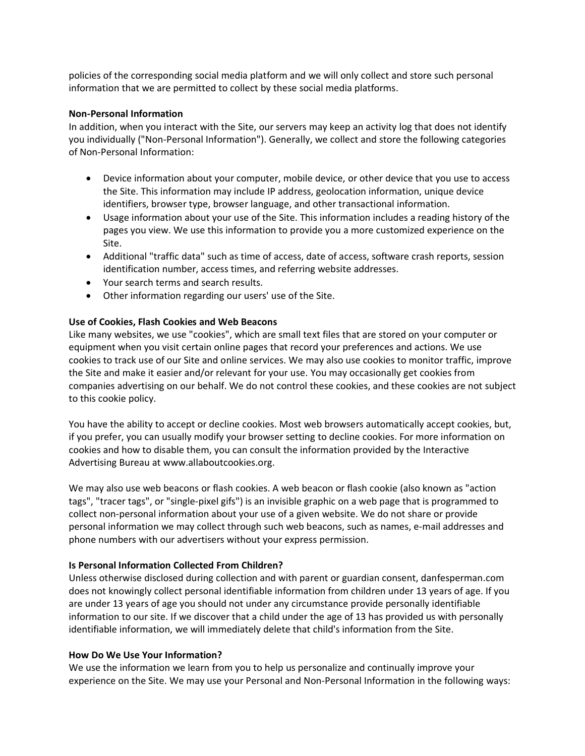policies of the corresponding social media platform and we will only collect and store such personal information that we are permitted to collect by these social media platforms.

**Non-Personal Information**

In addition, when you interact with the Site, our servers may keep an activity log that does not identify you individually ("Non-Personal Information"). Generally, we collect and store the following categories of Non-Personal Information:

- Device information about your computer, mobile device, or other device that you use to access the Site. This information may include IP address, geolocation information, unique device identifiers, browser type, browser language, and other transactional information.
- Usage information about your use of the Site. This information includes a reading history of the pages you view. We use this information to provide you a more customized experience on the Site.
- Additional "traffic data" such as time of access, date of access, software crash reports, session identification number, access times, and referring website addresses.
- Your search terms and search results.
- Other information regarding our users' use of the Site.

**Use of Cookies, Flash Cookies and Web Beacons**

Like many websites, we use "cookies", which are small text files that are stored on your computer or equipment when you visit certain online pages that record your preferences and actions. We use cookies to track use of our Site and online services. We may also use cookies to monitor traffic, improve the Site and make it easier and/or relevant for your use. You may occasionally get cookies from companies advertising on our behalf. We do not control these cookies, and these cookies are not subject to this cookie policy.

You have the ability to accept or decline cookies. Most web browsers automatically accept cookies, but, if you prefer, you can usually modify your browser setting to decline cookies. For more information on cookies and how to disable them, you can consult the information provided by the Interactive Advertising Bureau at www.allaboutcookies.org.

We may also use web beacons or flash cookies. A web beacon or flash cookie (also known as "action tags", "tracer tags", or "single-pixel gifs") is an invisible graphic on a web page that is programmed to collect non-personal information about your use of a given website. We do not share or provide personal information we may collect through such web beacons, such as names, e-mail addresses and phone numbers with our advertisers without your express permission.

**Is Personal Information Collected From Children?**

Unless otherwise disclosed during collection and with parent or guardian consent, danfesperman.com does not knowingly collect personal identifiable information from children under 13 years of age. If you are under 13 years of age you should not under any circumstance provide personally identifiable information to our site. If we discover that a child under the age of 13 has provided us with personally identifiable information, we will immediately delete that child's information from the Site.

**How Do We Use Your Information?**

We use the information we learn from you to help us personalize and continually improve your experience on the Site. We may use your Personal and Non-Personal Information in the following ways: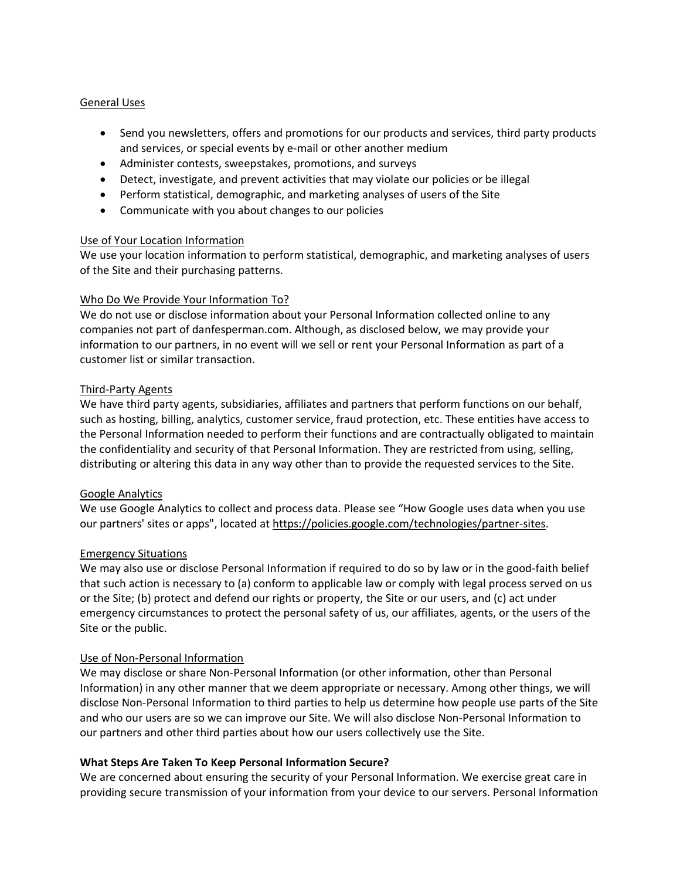General Uses

- Send you newsletters, offers and promotions for our products and services, third party products and services, or special events by e-mail or other another medium
- Administer contests, sweepstakes, promotions, and surveys
- Detect, investigate, and prevent activities that may violate our policies or be illegal
- Perform statistical, demographic, and marketing analyses of users of the Site
- Communicate with you about changes to our policies

Use of Your Location Information
We use your location information to perform statistical, demographic, and marketing analyses of users of the Site and their purchasing patterns.

Who Do We Provide Your Information To?
We do not use or disclose information about your Personal Information collected online to any companies not part of danfesperman.com. Although, as disclosed below, we may provide your information to our partners, in no event will we sell or rent your Personal Information as part of a customer list or similar transaction.

Third-Party Agents
We have third party agents, subsidiaries, affiliates and partners that perform functions on our behalf, such as hosting, billing, analytics, customer service, fraud protection, etc. These entities have access to the Personal Information needed to perform their functions and are contractually obligated to maintain the confidentiality and security of that Personal Information. They are restricted from using, selling, distributing or altering this data in any way other than to provide the requested services to the Site.

Google Analytics
We use Google Analytics to collect and process data. Please see "How Google uses data when you use our partners' sites or apps", located at https://policies.google.com/technologies/partner-sites.

Emergency Situations
We may also use or disclose Personal Information if required to do so by law or in the good-faith belief that such action is necessary to (a) conform to applicable law or comply with legal process served on us or the Site; (b) protect and defend our rights or property, the Site or our users, and (c) act under emergency circumstances to protect the personal safety of us, our affiliates, agents, or the users of the Site or the public.

Use of Non-Personal Information
We may disclose or share Non-Personal Information (or other information, other than Personal Information) in any other manner that we deem appropriate or necessary. Among other things, we will disclose Non-Personal Information to third parties to help us determine how people use parts of the Site and who our users are so we can improve our Site. We will also disclose Non-Personal Information to our partners and other third parties about how our users collectively use the Site.

**What Steps Are Taken To Keep Personal Information Secure?**
We are concerned about ensuring the security of your Personal Information. We exercise great care in providing secure transmission of your information from your device to our servers. Personal Information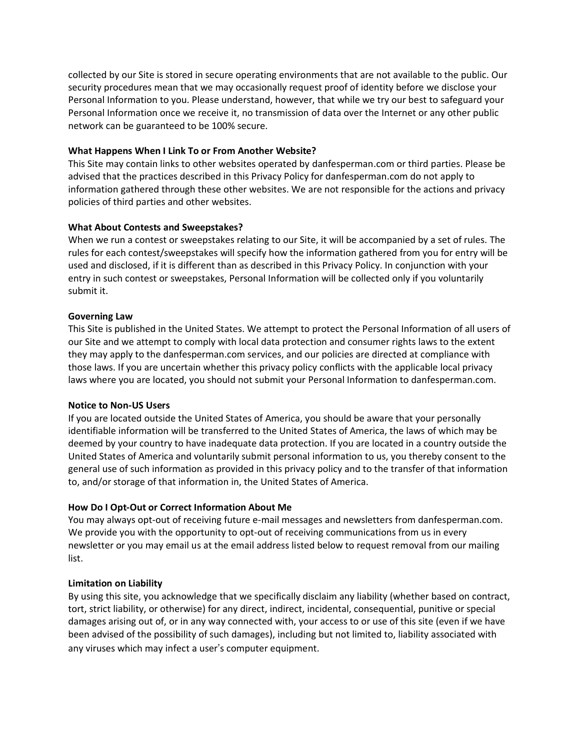collected by our Site is stored in secure operating environments that are not available to the public. Our security procedures mean that we may occasionally request proof of identity before we disclose your Personal Information to you. Please understand, however, that while we try our best to safeguard your Personal Information once we receive it, no transmission of data over the Internet or any other public network can be guaranteed to be 100% secure.

**What Happens When I Link To or From Another Website?**

This Site may contain links to other websites operated by danfesperman.com or third parties. Please be advised that the practices described in this Privacy Policy for danfesperman.com do not apply to information gathered through these other websites. We are not responsible for the actions and privacy policies of third parties and other websites.

**What About Contests and Sweepstakes?**

When we run a contest or sweepstakes relating to our Site, it will be accompanied by a set of rules. The rules for each contest/sweepstakes will specify how the information gathered from you for entry will be used and disclosed, if it is different than as described in this Privacy Policy. In conjunction with your entry in such contest or sweepstakes, Personal Information will be collected only if you voluntarily submit it.

**Governing Law**

This Site is published in the United States. We attempt to protect the Personal Information of all users of our Site and we attempt to comply with local data protection and consumer rights laws to the extent they may apply to the danfesperman.com services, and our policies are directed at compliance with those laws. If you are uncertain whether this privacy policy conflicts with the applicable local privacy laws where you are located, you should not submit your Personal Information to danfesperman.com.

**Notice to Non-US Users**

If you are located outside the United States of America, you should be aware that your personally identifiable information will be transferred to the United States of America, the laws of which may be deemed by your country to have inadequate data protection. If you are located in a country outside the United States of America and voluntarily submit personal information to us, you thereby consent to the general use of such information as provided in this privacy policy and to the transfer of that information to, and/or storage of that information in, the United States of America.

**How Do I Opt-Out or Correct Information About Me**

You may always opt-out of receiving future e-mail messages and newsletters from danfesperman.com. We provide you with the opportunity to opt-out of receiving communications from us in every newsletter or you may email us at the email address listed below to request removal from our mailing list.

**Limitation on Liability**

By using this site, you acknowledge that we specifically disclaim any liability (whether based on contract, tort, strict liability, or otherwise) for any direct, indirect, incidental, consequential, punitive or special damages arising out of, or in any way connected with, your access to or use of this site (even if we have been advised of the possibility of such damages), including but not limited to, liability associated with any viruses which may infect a user's computer equipment.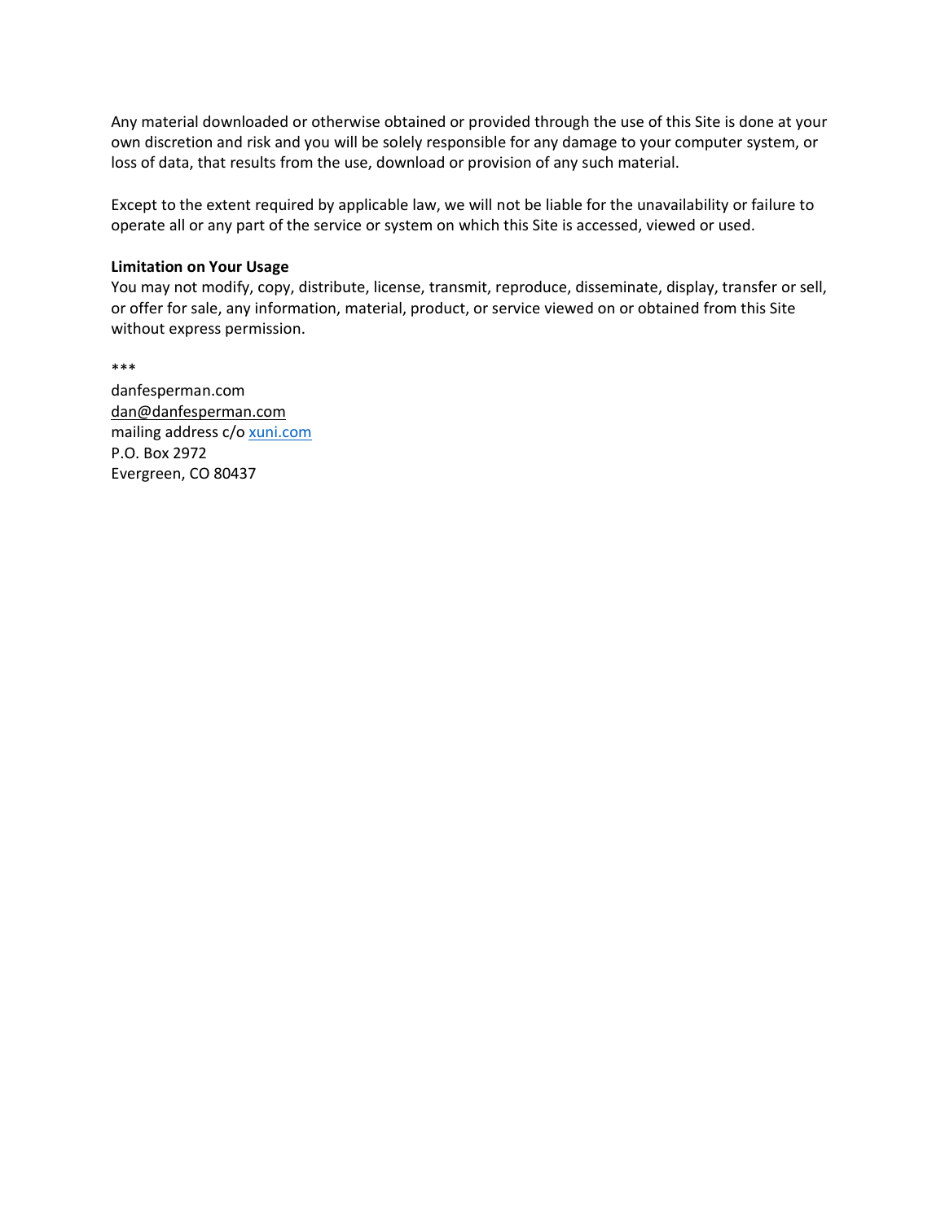Any material downloaded or otherwise obtained or provided through the use of this Site is done at your own discretion and risk and you will be solely responsible for any damage to your computer system, or loss of data, that results from the use, download or provision of any such material.

Except to the extent required by applicable law, we will not be liable for the unavailability or failure to operate all or any part of the service or system on which this Site is accessed, viewed or used.

**Limitation on Your Usage**
You may not modify, copy, distribute, license, transmit, reproduce, disseminate, display, transfer or sell, or offer for sale, any information, material, product, or service viewed on or obtained from this Site without express permission.

***
danfesperman.com
dan@danfesperman.com
mailing address c/o xuni.com
P.O. Box 2972
Evergreen, CO 80437